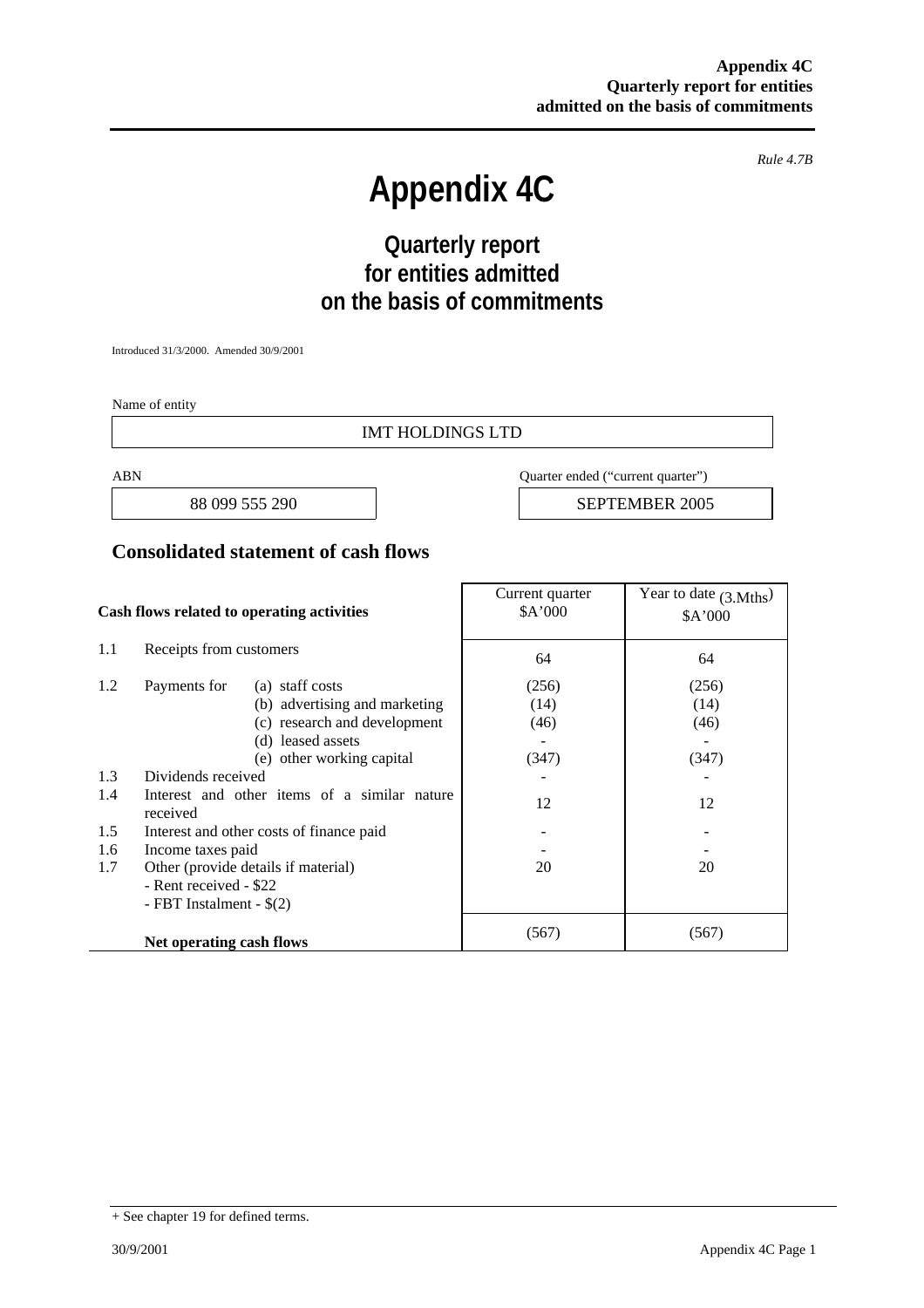Rule 4.7B

# Appendix 4C

## Quarterly report for entities admitted on the basis of commitments

Introduced 31/3/2000. Amended 30/9/2001

Name of entity

IMT HOLDINGS LTD

| ABN | Quarter ended ("current quarter") |
|---|---|
| 88 099 555 290 | SEPTEMBER 2005 |

## Consolidated statement of cash flows

| | Cash flows related to operating activities | Current quarter $A'000 | Year to date (3.Mths) $A'000 |
|---|---|---|---|
| 1.1 | Receipts from customers | 64 | 64 |
| 1.2 | Payments for (a) staff costs | (256) | (256) |
| | (b) advertising and marketing | (14) | (14) |
| | (c) research and development | (46) | (46) |
| | (d) leased assets | - | - |
| | (e) other working capital | (347) | (347) |
| 1.3 | Dividends received | - | - |
| 1.4 | Interest and other items of a similar nature received | 12 | 12 |
| 1.5 | Interest and other costs of finance paid | - | - |
| 1.6 | Income taxes paid | - | - |
| 1.7 | Other (provide details if material)<br>- Rent received - $22<br>- FBT Instalment - $(2) | 20 | 20 |
| | **Net operating cash flows** | (567) | (567) |

+ See chapter 19 for defined terms.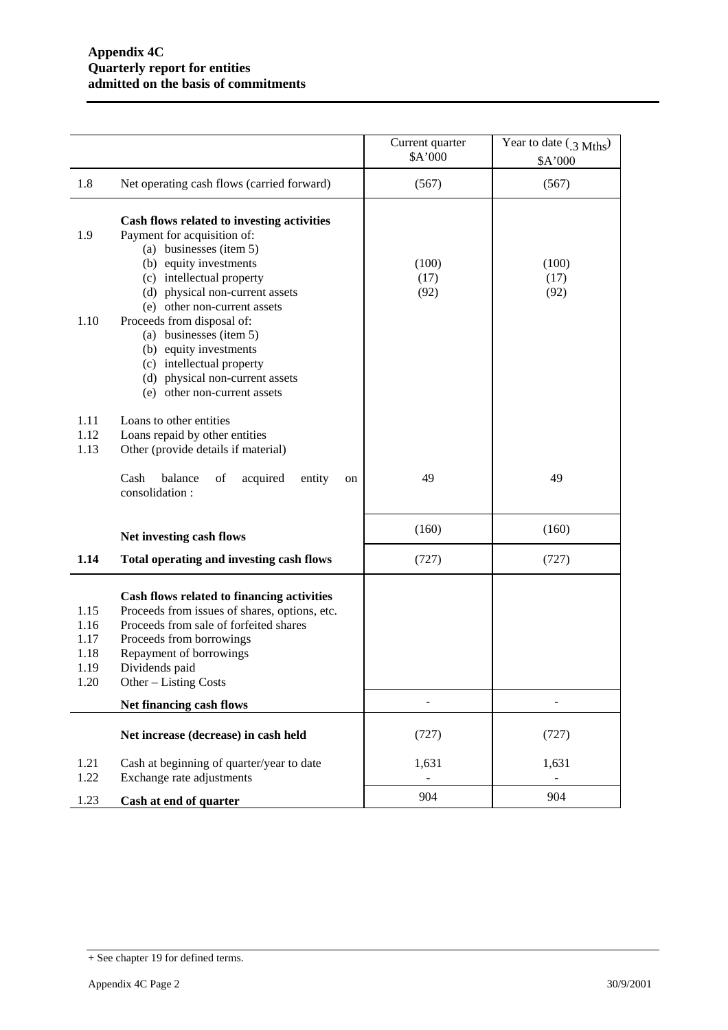**Appendix 4C**
**Quarterly report for entities**
**admitted on the basis of commitments**

| | | Current quarter $A'000 | Year to date (.3 Mths) $A'000 |
|---|---|---|---|
| 1.8 | Net operating cash flows (carried forward) | (567) | (567) |
| | **Cash flows related to investing activities** | | |
| 1.9 | Payment for acquisition of: | | |
| | (a) businesses (item 5) | | |
| | (b) equity investments | (100) | (100) |
| | (c) intellectual property | (17) | (17) |
| | (d) physical non-current assets | (92) | (92) |
| | (e) other non-current assets | | |
| 1.10 | Proceeds from disposal of: | | |
| | (a) businesses (item 5) | | |
| | (b) equity investments | | |
| | (c) intellectual property | | |
| | (d) physical non-current assets | | |
| | (e) other non-current assets | | |
| 1.11 | Loans to other entities | | |
| 1.12 | Loans repaid by other entities | | |
| 1.13 | Other (provide details if material) | | |
| | Cash balance of acquired entity on consolidation : | 49 | 49 |
| | **Net investing cash flows** | (160) | (160) |
| **1.14** | **Total operating and investing cash flows** | (727) | (727) |
| | **Cash flows related to financing activities** | | |
| 1.15 | Proceeds from issues of shares, options, etc. | | |
| 1.16 | Proceeds from sale of forfeited shares | | |
| 1.17 | Proceeds from borrowings | | |
| 1.18 | Repayment of borrowings | | |
| 1.19 | Dividends paid | | |
| 1.20 | Other – Listing Costs | | |
| | **Net financing cash flows** | - | - |
| | **Net increase (decrease) in cash held** | (727) | (727) |
| 1.21 | Cash at beginning of quarter/year to date | 1,631 | 1,631 |
| 1.22 | Exchange rate adjustments | - | - |
| 1.23 | **Cash at end of quarter** | 904 | 904 |

+ See chapter 19 for defined terms.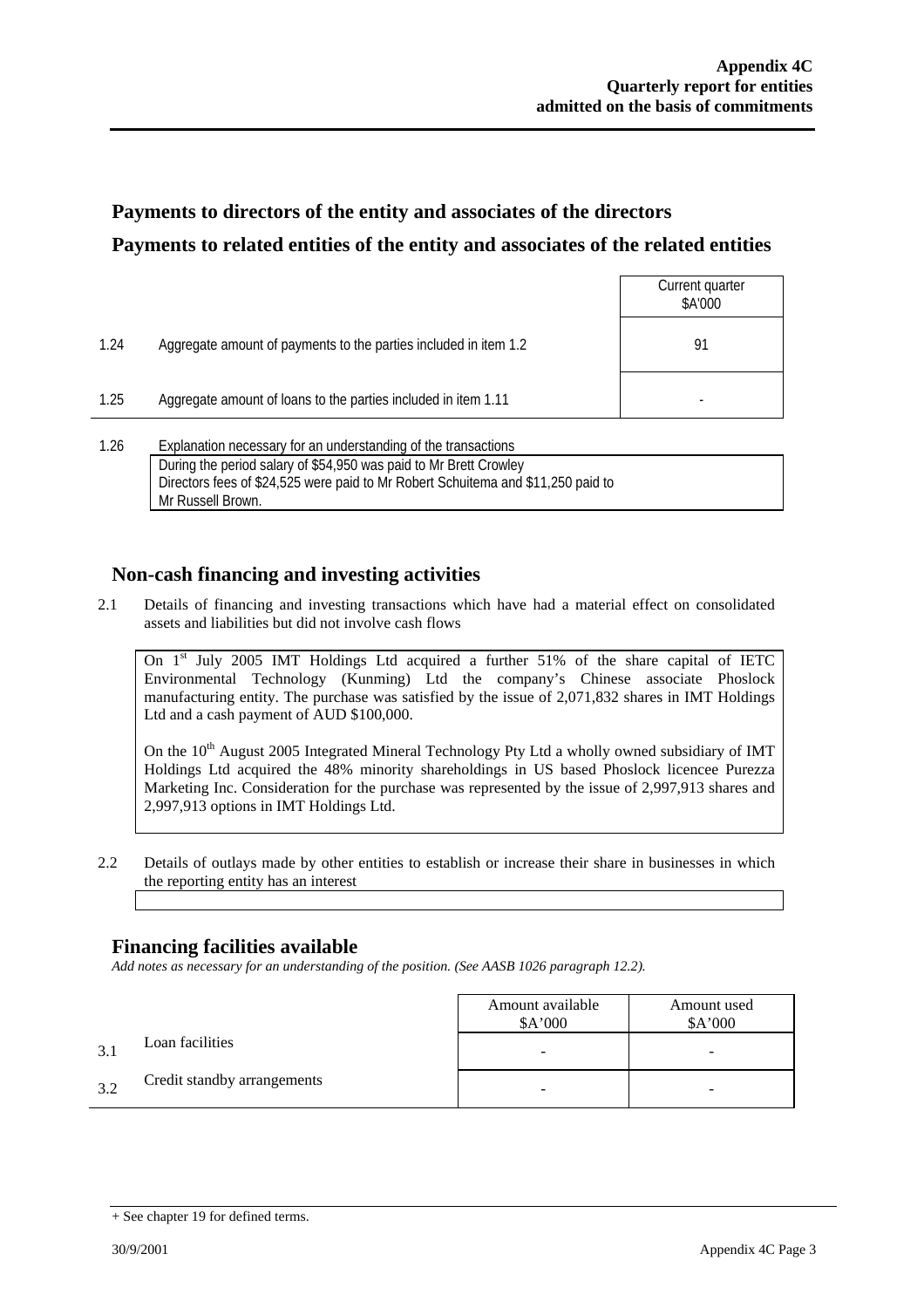## Payments to directors of the entity and associates of the directors

## Payments to related entities of the entity and associates of the related entities

| | | Current quarter $A'000 |
|---|---|---|
| 1.24 | Aggregate amount of payments to the parties included in item 1.2 | 91 |
| 1.25 | Aggregate amount of loans to the parties included in item 1.11 | - |

1.26 Explanation necessary for an understanding of the transactions

During the period salary of $54,950 was paid to Mr Brett Crowley
Directors fees of $24,525 were paid to Mr Robert Schuitema and $11,250 paid to Mr Russell Brown.

## Non-cash financing and investing activities

2.1 Details of financing and investing transactions which have had a material effect on consolidated assets and liabilities but did not involve cash flows

On 1st July 2005 IMT Holdings Ltd acquired a further 51% of the share capital of IETC Environmental Technology (Kunming) Ltd the company's Chinese associate Phoslock manufacturing entity. The purchase was satisfied by the issue of 2,071,832 shares in IMT Holdings Ltd and a cash payment of AUD $100,000.

On the 10th August 2005 Integrated Mineral Technology Pty Ltd a wholly owned subsidiary of IMT Holdings Ltd acquired the 48% minority shareholdings in US based Phoslock licencee Purezza Marketing Inc. Consideration for the purchase was represented by the issue of 2,997,913 shares and 2,997,913 options in IMT Holdings Ltd.

2.2 Details of outlays made by other entities to establish or increase their share in businesses in which the reporting entity has an interest

## Financing facilities available

*Add notes as necessary for an understanding of the position. (See AASB 1026 paragraph 12.2).*

| | | Amount available $A'000 | Amount used $A'000 |
|---|---|---|---|
| 3.1 | Loan facilities | - | - |
| 3.2 | Credit standby arrangements | - | - |

+ See chapter 19 for defined terms.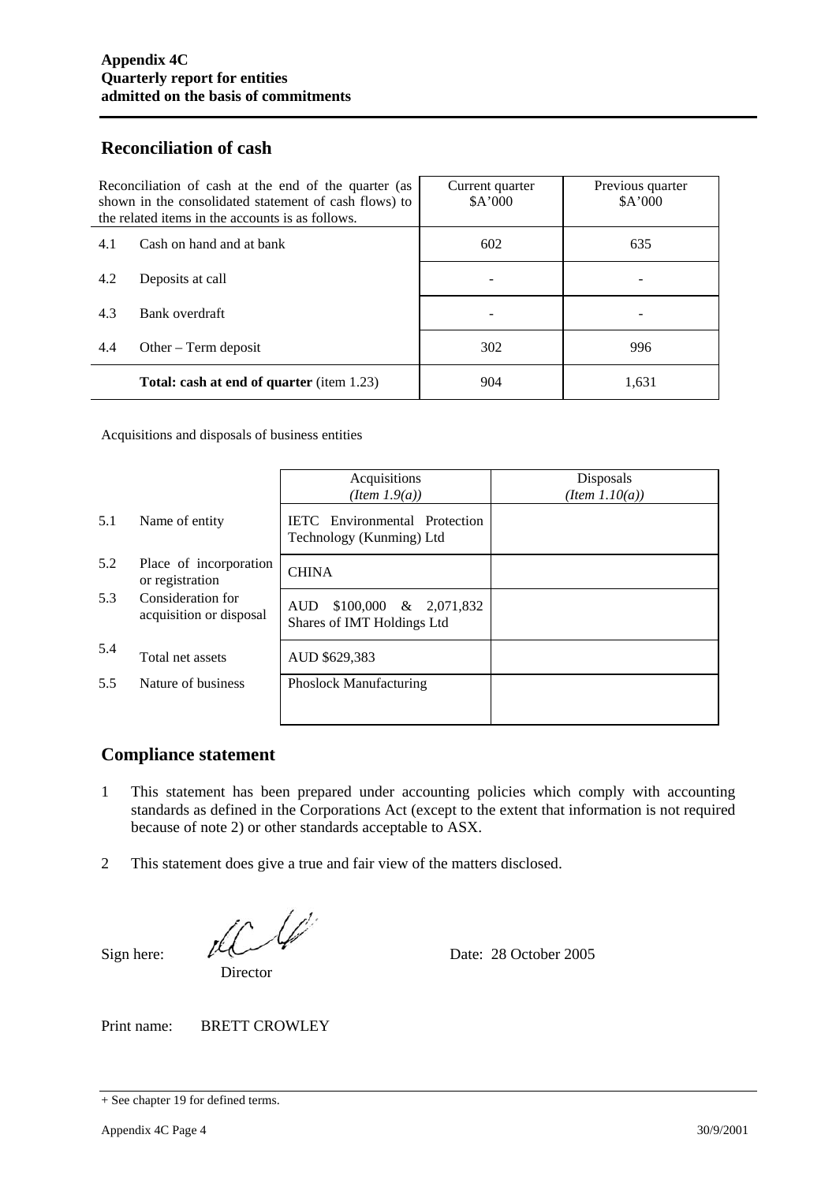## Reconciliation of cash

| Reconciliation of cash at the end of the quarter (as shown in the consolidated statement of cash flows) to the related items in the accounts is as follows. | | Current quarter $A'000 | Previous quarter $A'000 |
|---|---|---|---|
| 4.1 | Cash on hand and at bank | 602 | 635 |
| 4.2 | Deposits at call | - | - |
| 4.3 | Bank overdraft | - | - |
| 4.4 | Other – Term deposit | 302 | 996 |
| | **Total: cash at end of quarter** (item 1.23) | 904 | 1,631 |

Acquisitions and disposals of business entities

| | | Acquisitions *(Item 1.9(a))* | Disposals *(Item 1.10(a))* |
|---|---|---|---|
| 5.1 | Name of entity | IETC Environmental Protection Technology (Kunming) Ltd | |
| 5.2 | Place of incorporation or registration | CHINA | |
| 5.3 | Consideration for acquisition or disposal | AUD $100,000 & 2,071,832 Shares of IMT Holdings Ltd | |
| 5.4 | Total net assets | AUD $629,383 | |
| 5.5 | Nature of business | Phoslock Manufacturing | |

## Compliance statement

1. This statement has been prepared under accounting policies which comply with accounting standards as defined in the Corporations Act (except to the extent that information is not required because of note 2) or other standards acceptable to ASX.

2. This statement does give a true and fair view of the matters disclosed.

Sign here: Director    Date: 28 October 2005

Print name: BRETT CROWLEY

+ See chapter 19 for defined terms.